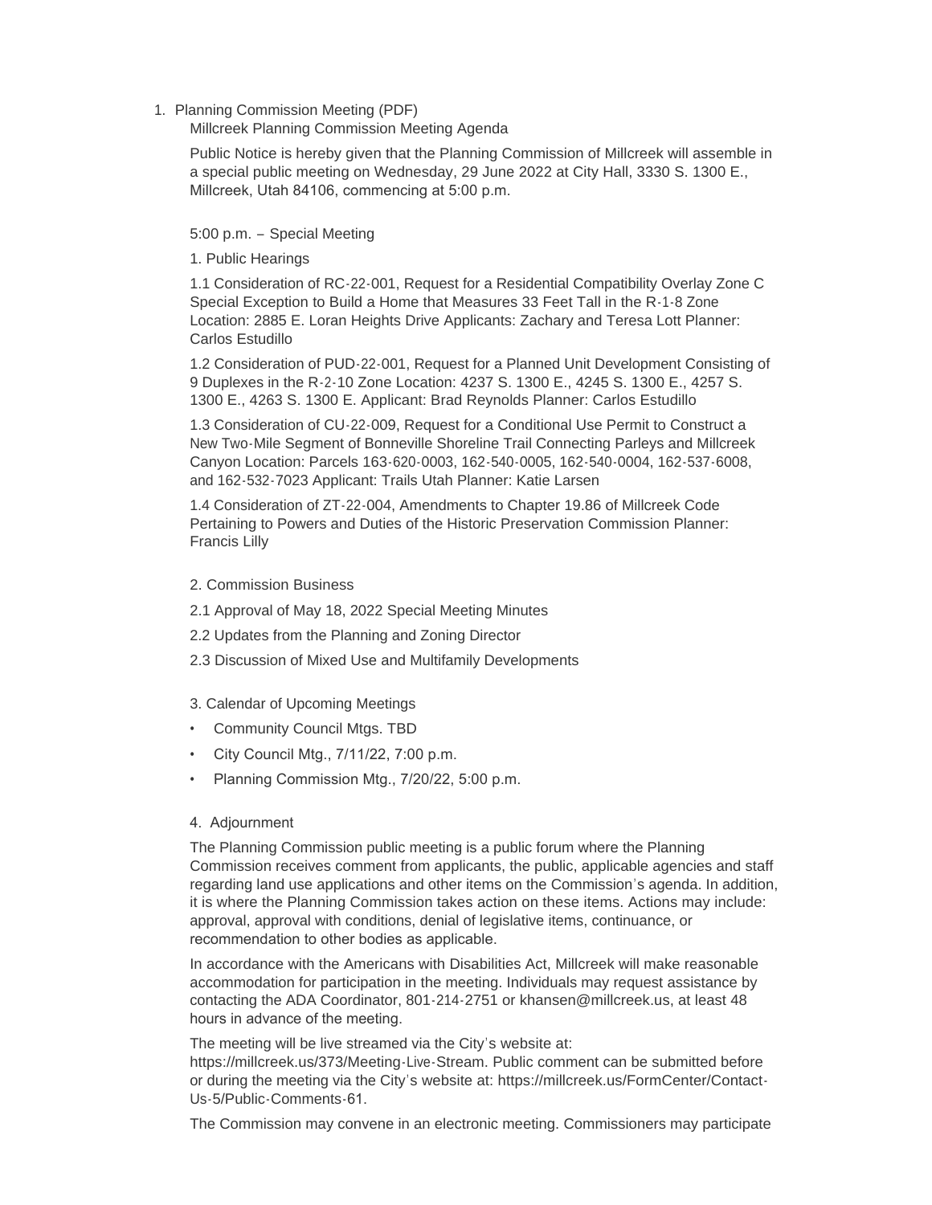1. Planning Commission Meeting (PDF)

Millcreek Planning Commission Meeting Agenda

Public Notice is hereby given that the Planning Commission of Millcreek will assemble in a special public meeting on Wednesday, 29 June 2022 at City Hall, 3330 S. 1300 E., Millcreek, Utah 84106, commencing at 5:00 p.m.

5:00 p.m. – Special Meeting

1. Public Hearings

1.1 Consideration of RC-22-001, Request for a Residential Compatibility Overlay Zone C Special Exception to Build a Home that Measures 33 Feet Tall in the R-1-8 Zone Location: 2885 E. Loran Heights Drive Applicants: Zachary and Teresa Lott Planner: Carlos Estudillo

1.2 Consideration of PUD-22-001, Request for a Planned Unit Development Consisting of 9 Duplexes in the R-2-10 Zone Location: 4237 S. 1300 E., 4245 S. 1300 E., 4257 S. 1300 E., 4263 S. 1300 E. Applicant: Brad Reynolds Planner: Carlos Estudillo

1.3 Consideration of CU-22-009, Request for a Conditional Use Permit to Construct a New Two-Mile Segment of Bonneville Shoreline Trail Connecting Parleys and Millcreek Canyon Location: Parcels 163-620-0003, 162-540-0005, 162-540-0004, 162-537-6008, and 162-532-7023 Applicant: Trails Utah Planner: Katie Larsen

1.4 Consideration of ZT-22-004, Amendments to Chapter 19.86 of Millcreek Code Pertaining to Powers and Duties of the Historic Preservation Commission Planner: Francis Lilly

2. Commission Business

2.1 Approval of May 18, 2022 Special Meeting Minutes

2.2 Updates from the Planning and Zoning Director

2.3 Discussion of Mixed Use and Multifamily Developments

3. Calendar of Upcoming Meetings

- Community Council Mtgs. TBD
- City Council Mtg., 7/11/22, 7:00 p.m.
- Planning Commission Mtg., 7/20/22, 5:00 p.m.

4. Adjournment

The Planning Commission public meeting is a public forum where the Planning Commission receives comment from applicants, the public, applicable agencies and staff regarding land use applications and other items on the Commission's agenda. In addition, it is where the Planning Commission takes action on these items. Actions may include: approval, approval with conditions, denial of legislative items, continuance, or recommendation to other bodies as applicable.

In accordance with the Americans with Disabilities Act, Millcreek will make reasonable accommodation for participation in the meeting. Individuals may request assistance by contacting the ADA Coordinator, 801-214-2751 or khansen@millcreek.us, at least 48 hours in advance of the meeting.

The meeting will be live streamed via the City's website at: https://millcreek.us/373/Meeting-Live-Stream. Public comment can be submitted before or during the meeting via the City's website at: https://millcreek.us/FormCenter/Contact-Us-5/Public-Comments-61.

The Commission may convene in an electronic meeting. Commissioners may participate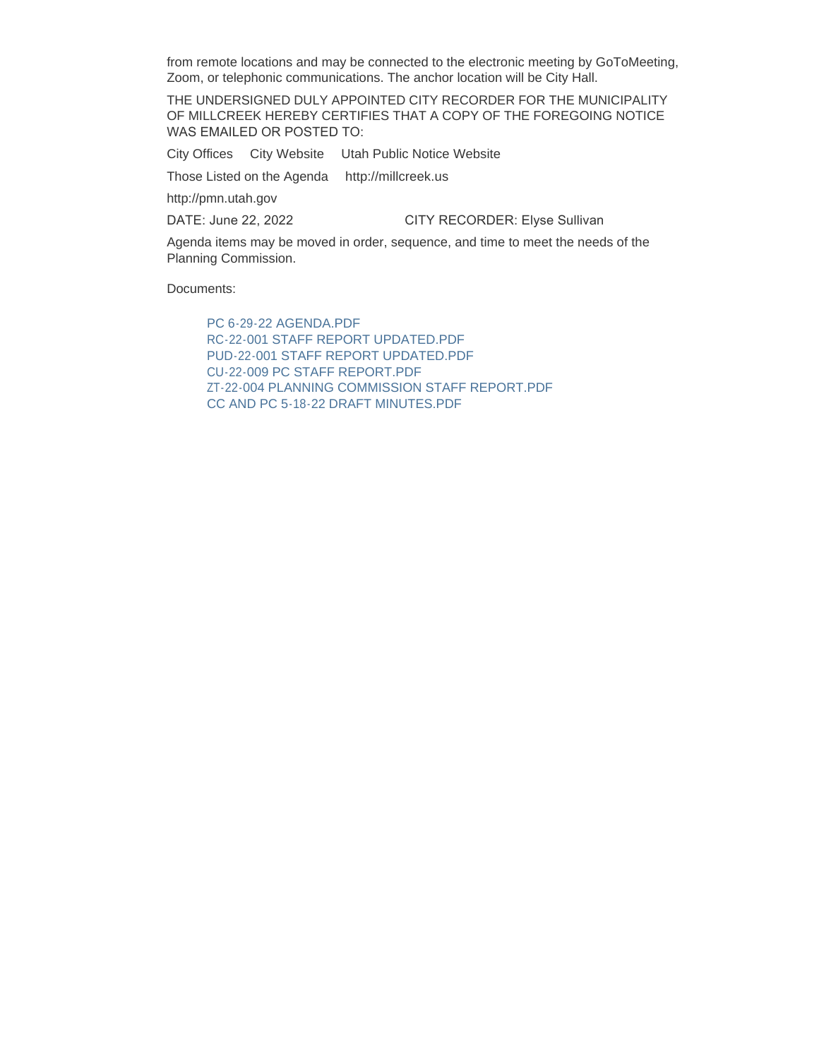from remote locations and may be connected to the electronic meeting by GoToMeeting, Zoom, or telephonic communications. The anchor location will be City Hall.

THE UNDERSIGNED DULY APPOINTED CITY RECORDER FOR THE MUNICIPALITY OF MILLCREEK HEREBY CERTIFIES THAT A COPY OF THE FOREGOING NOTICE WAS EMAILED OR POSTED TO:

City Offices     City Website     Utah Public Notice Website

Those Listed on the Agenda     http://millcreek.us

http://pmn.utah.gov

DATE: June 22, 2022                    CITY RECORDER: Elyse Sullivan

Agenda items may be moved in order, sequence, and time to meet the needs of the Planning Commission.

Documents:

- PC 6-29-22 AGENDA.PDF
- RC-22-001 STAFF REPORT UPDATED.PDF
- PUD-22-001 STAFF REPORT UPDATED.PDF
- CU-22-009 PC STAFF REPORT.PDF
- ZT-22-004 PLANNING COMMISSION STAFF REPORT.PDF
- CC AND PC 5-18-22 DRAFT MINUTES.PDF